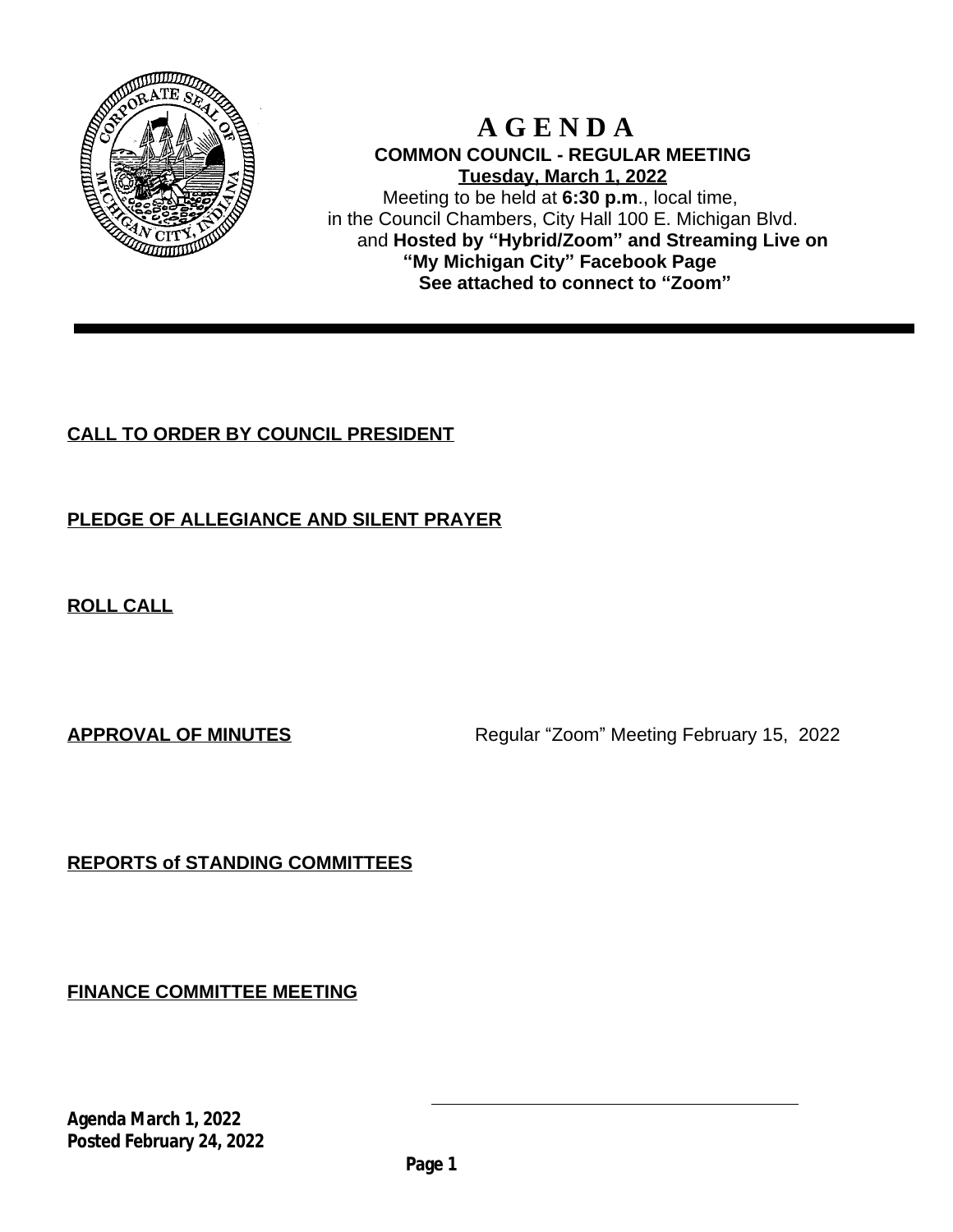# A G E N D A

**COMMON COUNCIL - REGULAR MEETING**

**Tuesday, March 1, 2022**

Meeting to be held at **6:30 p.m**., local time,
in the Council Chambers, City Hall 100 E. Michigan Blvd.
and **Hosted by "Hybrid/Zoom" and Streaming Live on "My Michigan City" Facebook Page**
**See attached to connect to "Zoom"**

---

**CALL TO ORDER BY COUNCIL PRESIDENT**

**PLEDGE OF ALLEGIANCE AND SILENT PRAYER**

**ROLL CALL**

**APPROVAL OF MINUTES** Regular "Zoom" Meeting February 15, 2022

**REPORTS of STANDING COMMITTEES**

**FINANCE COMMITTEE MEETING**

**Agenda March 1, 2022**
**Posted February 24, 2022**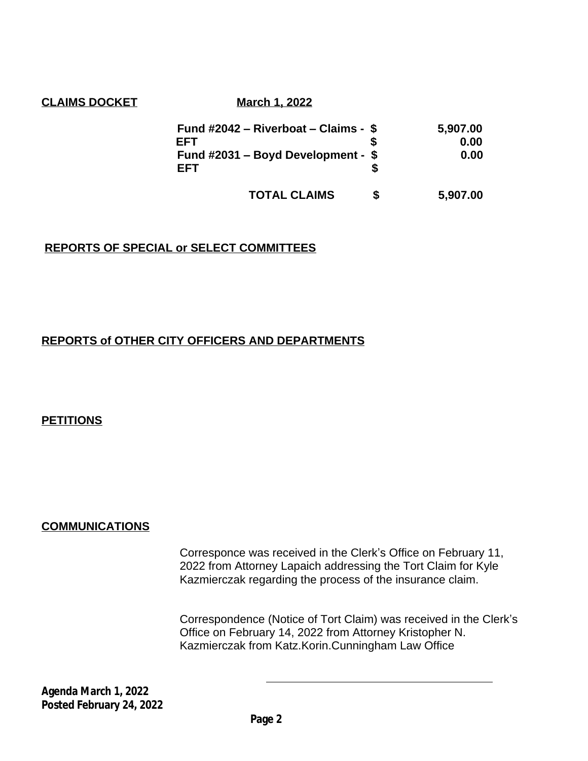**CLAIMS DOCKET** **March 1, 2022**

| | | |
|---|---|---|
| **Fund #2042 – Riverboat – Claims -** | **$** | **5,907.00** |
| **EFT** | **$** | **0.00** |
| **Fund #2031 – Boyd Development -** | **$** | **0.00** |
| **EFT** | **$** | |
| **TOTAL CLAIMS** | **$** | **5,907.00** |

**REPORTS OF SPECIAL or SELECT COMMITTEES**

**REPORTS of OTHER CITY OFFICERS AND DEPARTMENTS**

**PETITIONS**

**COMMUNICATIONS**

Corresponce was received in the Clerk's Office on February 11, 2022 from Attorney Lapaich addressing the Tort Claim for Kyle Kazmierczak regarding the process of the insurance claim.

Correspondence (Notice of Tort Claim) was received in the Clerk's Office on February 14, 2022 from Attorney Kristopher N. Kazmierczak from Katz.Korin.Cunningham Law Office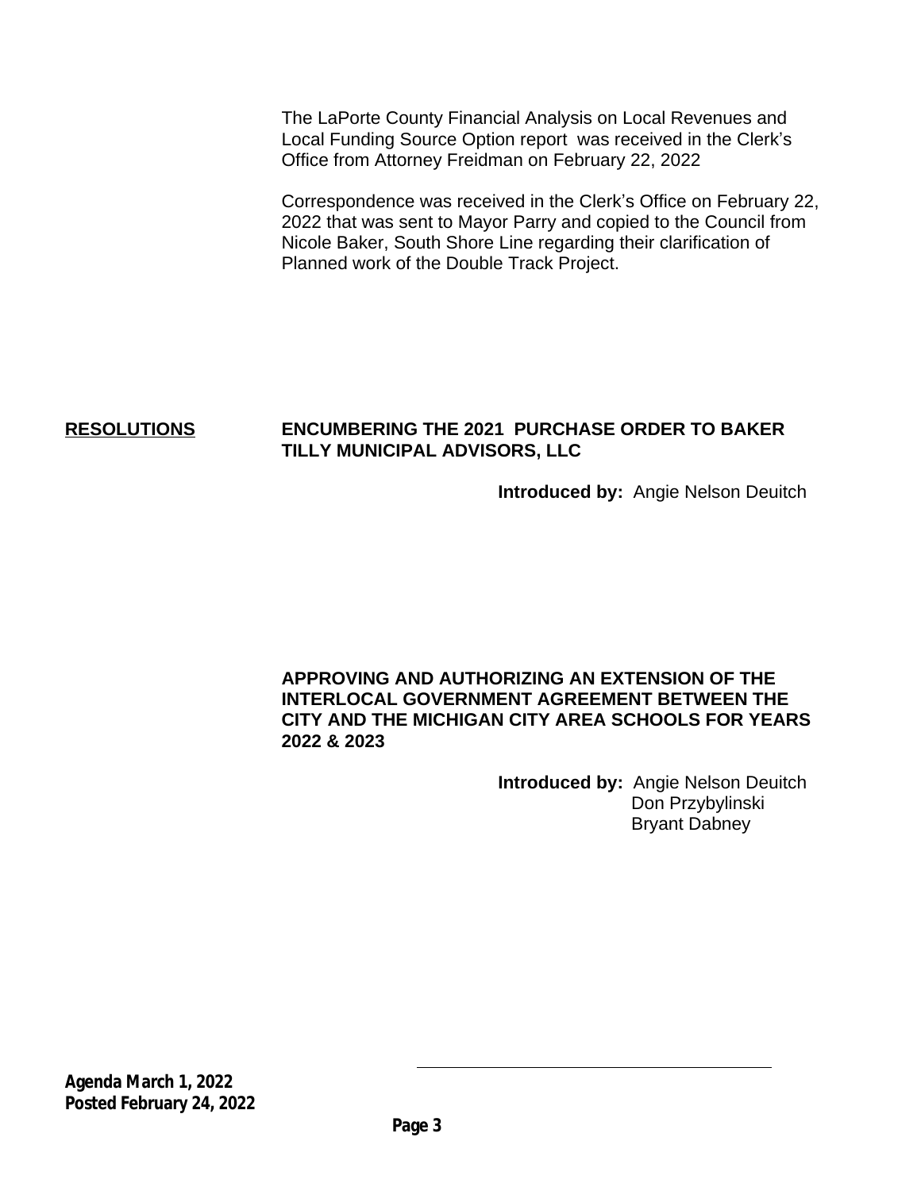The LaPorte County Financial Analysis on Local Revenues and Local Funding Source Option report was received in the Clerk's Office from Attorney Freidman on February 22, 2022

Correspondence was received in the Clerk's Office on February 22, 2022 that was sent to Mayor Parry and copied to the Council from Nicole Baker, South Shore Line regarding their clarification of Planned work of the Double Track Project.

## RESOLUTIONS

**ENCUMBERING THE 2021 PURCHASE ORDER TO BAKER TILLY MUNICIPAL ADVISORS, LLC**

**Introduced by:** Angie Nelson Deuitch

**APPROVING AND AUTHORIZING AN EXTENSION OF THE INTERLOCAL GOVERNMENT AGREEMENT BETWEEN THE CITY AND THE MICHIGAN CITY AREA SCHOOLS FOR YEARS 2022 & 2023**

**Introduced by:** Angie Nelson Deuitch
Don Przybylinski
Bryant Dabney

***Agenda March 1, 2022***
***Posted February 24, 2022***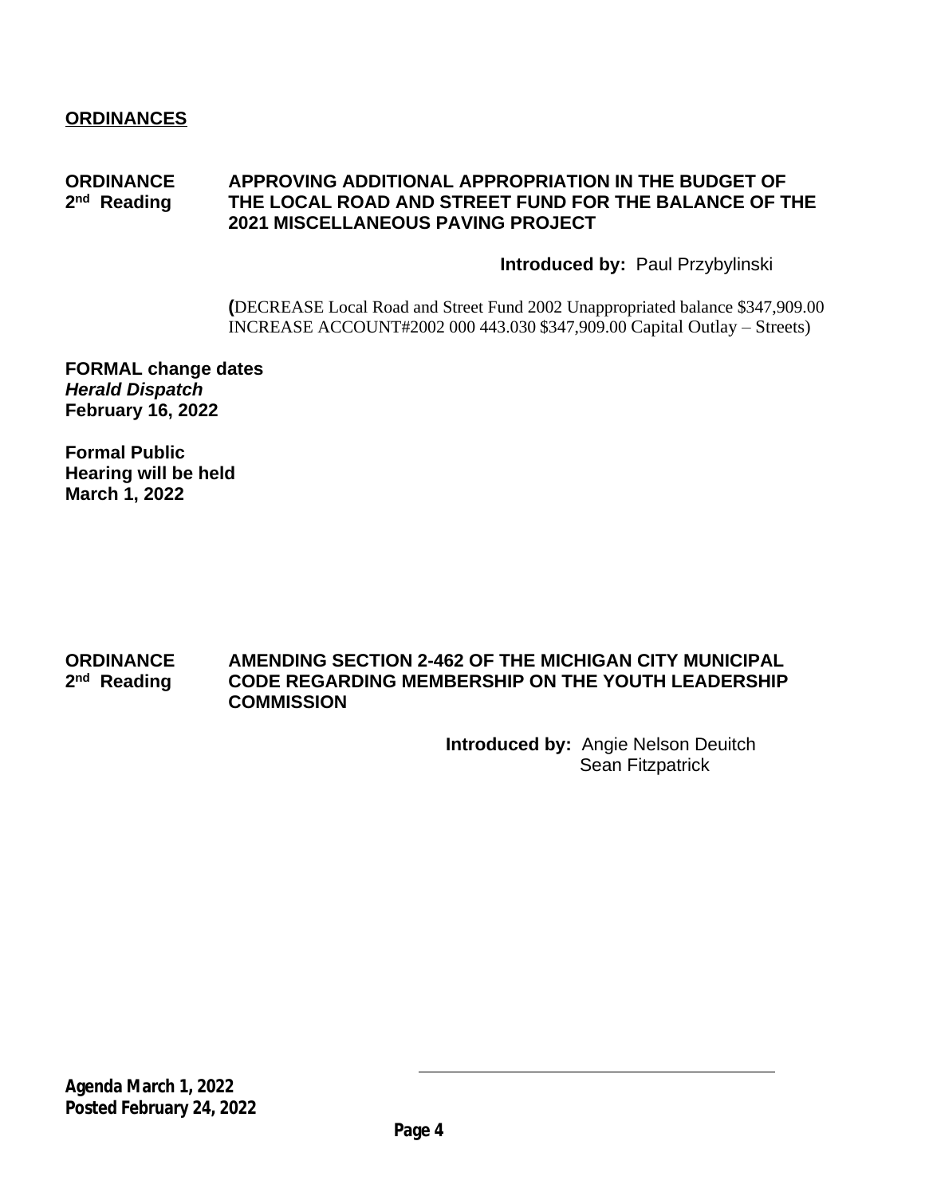## ORDINANCES

**ORDINANCE 2nd Reading** **APPROVING ADDITIONAL APPROPRIATION IN THE BUDGET OF THE LOCAL ROAD AND STREET FUND FOR THE BALANCE OF THE 2021 MISCELLANEOUS PAVING PROJECT**

**Introduced by:** Paul Przybylinski

**(**DECREASE Local Road and Street Fund 2002 Unappropriated balance $347,909.00
INCREASE ACCOUNT#2002 000 443.030 $347,909.00 Capital Outlay – Streets)

**FORMAL change dates**
***Herald Dispatch***
**February 16, 2022**

**Formal Public Hearing will be held March 1, 2022**

**ORDINANCE 2nd Reading** **AMENDING SECTION 2-462 OF THE MICHIGAN CITY MUNICIPAL CODE REGARDING MEMBERSHIP ON THE YOUTH LEADERSHIP COMMISSION**

**Introduced by:** Angie Nelson Deuitch
Sean Fitzpatrick

**Agenda March 1, 2022**
**Posted February 24, 2022**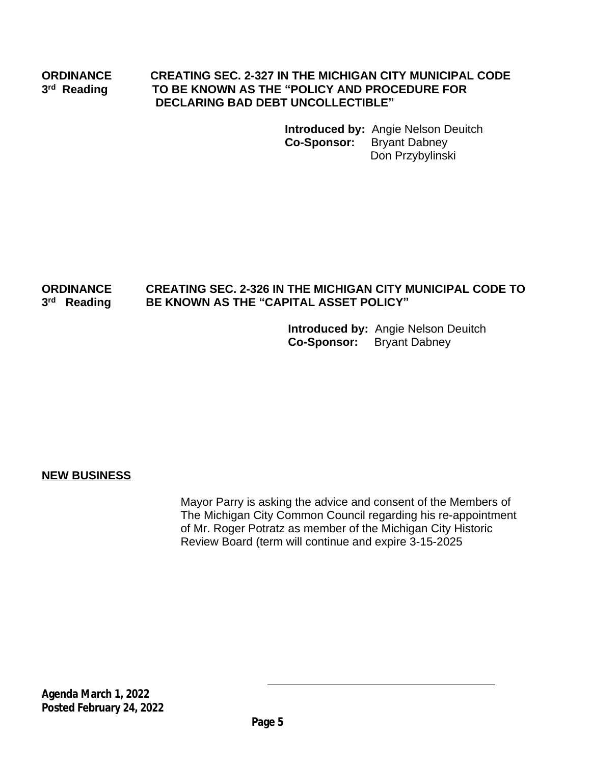**ORDINANCE** **CREATING SEC. 2-327 IN THE MICHIGAN CITY MUNICIPAL CODE**
**3rd Reading** **TO BE KNOWN AS THE "POLICY AND PROCEDURE FOR DECLARING BAD DEBT UNCOLLECTIBLE"**

**Introduced by:** Angie Nelson Deuitch
**Co-Sponsor:** Bryant Dabney
Don Przybylinski

**ORDINANCE** **CREATING SEC. 2-326 IN THE MICHIGAN CITY MUNICIPAL CODE TO**
**3rd Reading** **BE KNOWN AS THE "CAPITAL ASSET POLICY"**

**Introduced by:** Angie Nelson Deuitch
**Co-Sponsor:** Bryant Dabney

**NEW BUSINESS**

Mayor Parry is asking the advice and consent of the Members of The Michigan City Common Council regarding his re-appointment of Mr. Roger Potratz as member of the Michigan City Historic Review Board (term will continue and expire 3-15-2025

**Agenda March 1, 2022**
**Posted February 24, 2022**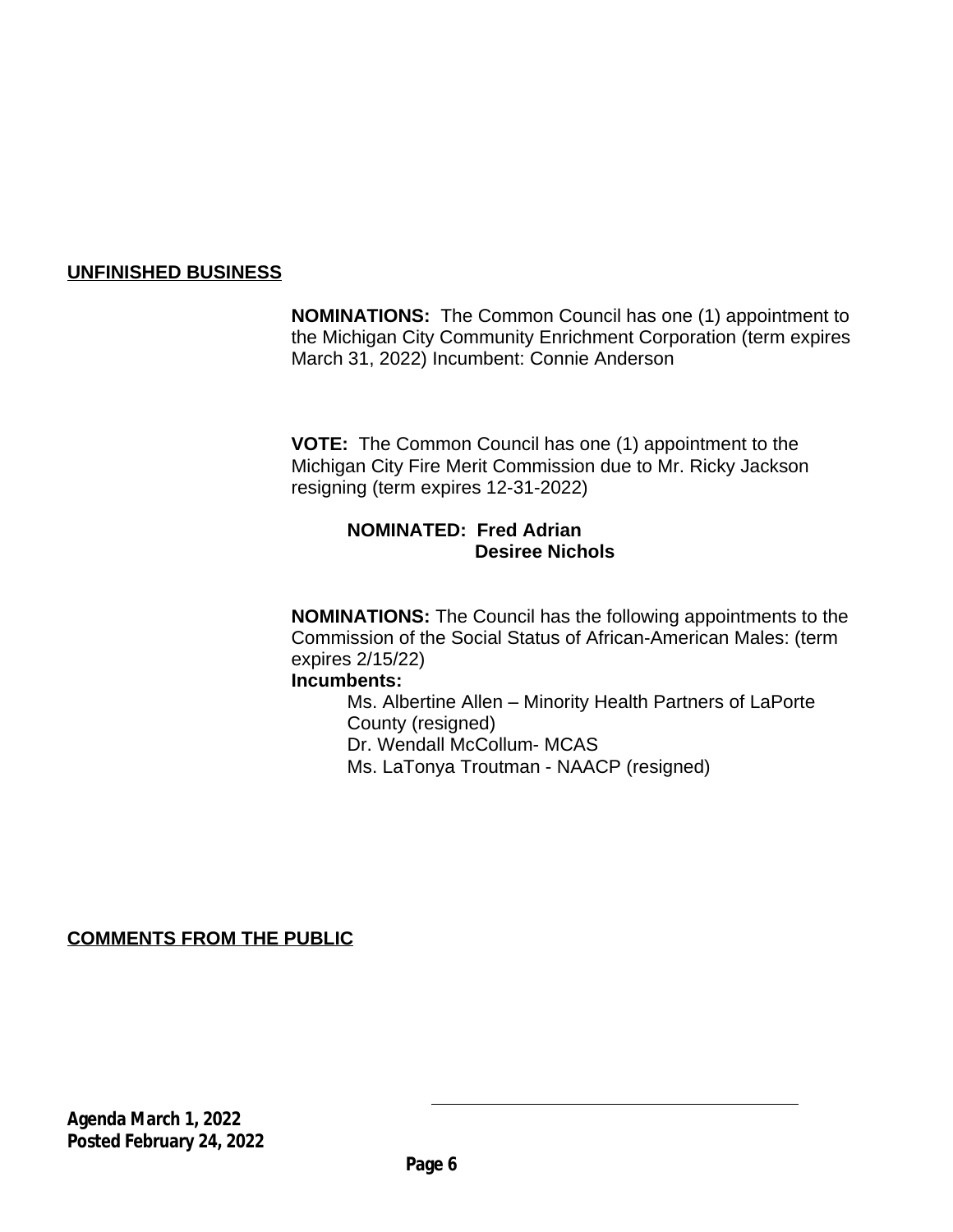## UNFINISHED BUSINESS

**NOMINATIONS:** The Common Council has one (1) appointment to the Michigan City Community Enrichment Corporation (term expires March 31, 2022) Incumbent: Connie Anderson

**VOTE:** The Common Council has one (1) appointment to the Michigan City Fire Merit Commission due to Mr. Ricky Jackson resigning (term expires 12-31-2022)

**NOMINATED: Fred Adrian**
**Desiree Nichols**

**NOMINATIONS:** The Council has the following appointments to the Commission of the Social Status of African-American Males: (term expires 2/15/22)

**Incumbents:**

Ms. Albertine Allen – Minority Health Partners of LaPorte County (resigned)
Dr. Wendall McCollum- MCAS
Ms. LaTonya Troutman - NAACP (resigned)

## COMMENTS FROM THE PUBLIC

***Agenda March 1, 2022***
***Posted February 24, 2022***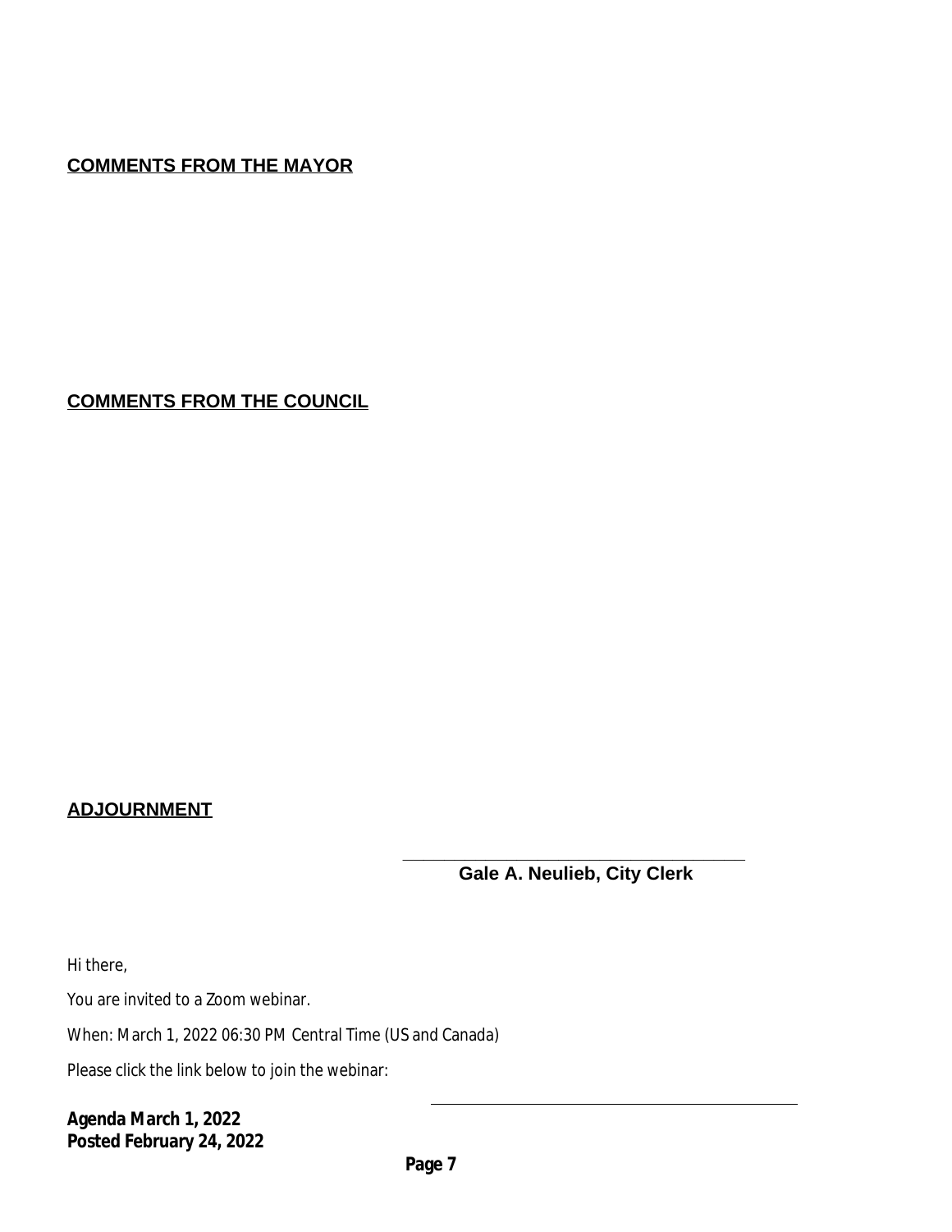**COMMENTS FROM THE MAYOR**

**COMMENTS FROM THE COUNCIL**

**ADJOURNMENT**

\_\_\_\_\_\_\_\_\_\_\_\_\_\_\_\_\_\_\_\_\_\_\_\_\_\_\_\_\_\_\_\_\_\_\_\_\_\_\_

**Gale A. Neulieb, City Clerk**

Hi there,

You are invited to a Zoom webinar.

When: March 1, 2022 06:30 PM Central Time (US and Canada)

Please click the link below to join the webinar:

**Agenda March 1, 2022**
**Posted February 24, 2022**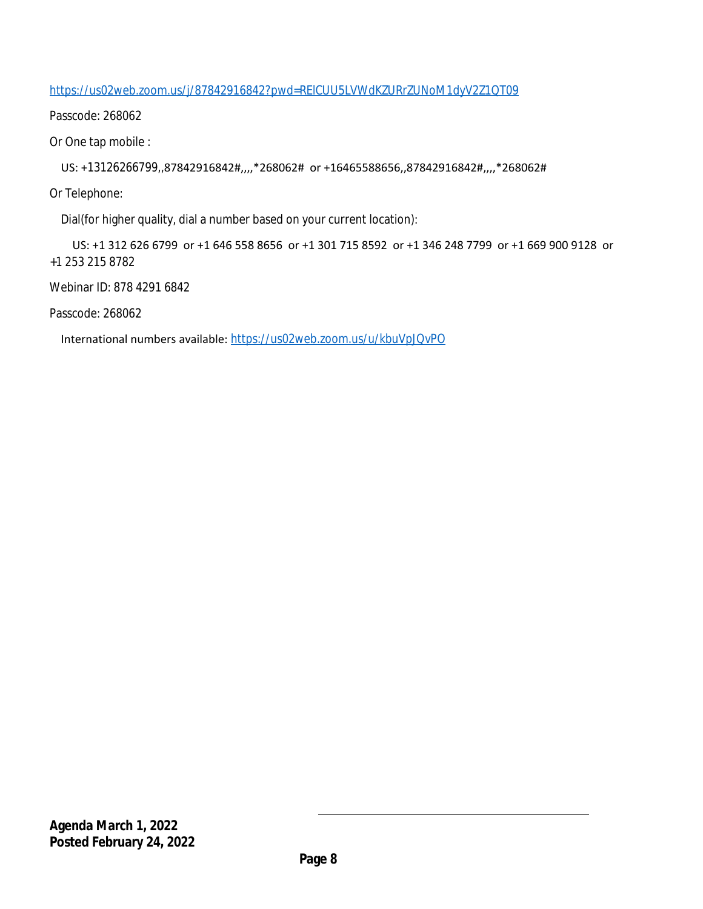https://us02web.zoom.us/j/87842916842?pwd=RElCUU5LVWdKZURrZUNoM1dyV2Z1QT09

Passcode: 268062

Or One tap mobile :

US: +13126266799,,87842916842#,,,,*268062# or +16465588656,,87842916842#,,,,*268062#

Or Telephone:

Dial(for higher quality, dial a number based on your current location):

US: +1 312 626 6799 or +1 646 558 8656 or +1 301 715 8592 or +1 346 248 7799 or +1 669 900 9128 or +1 253 215 8782

Webinar ID: 878 4291 6842

Passcode: 268062

International numbers available: https://us02web.zoom.us/u/kbuVpJQvPO